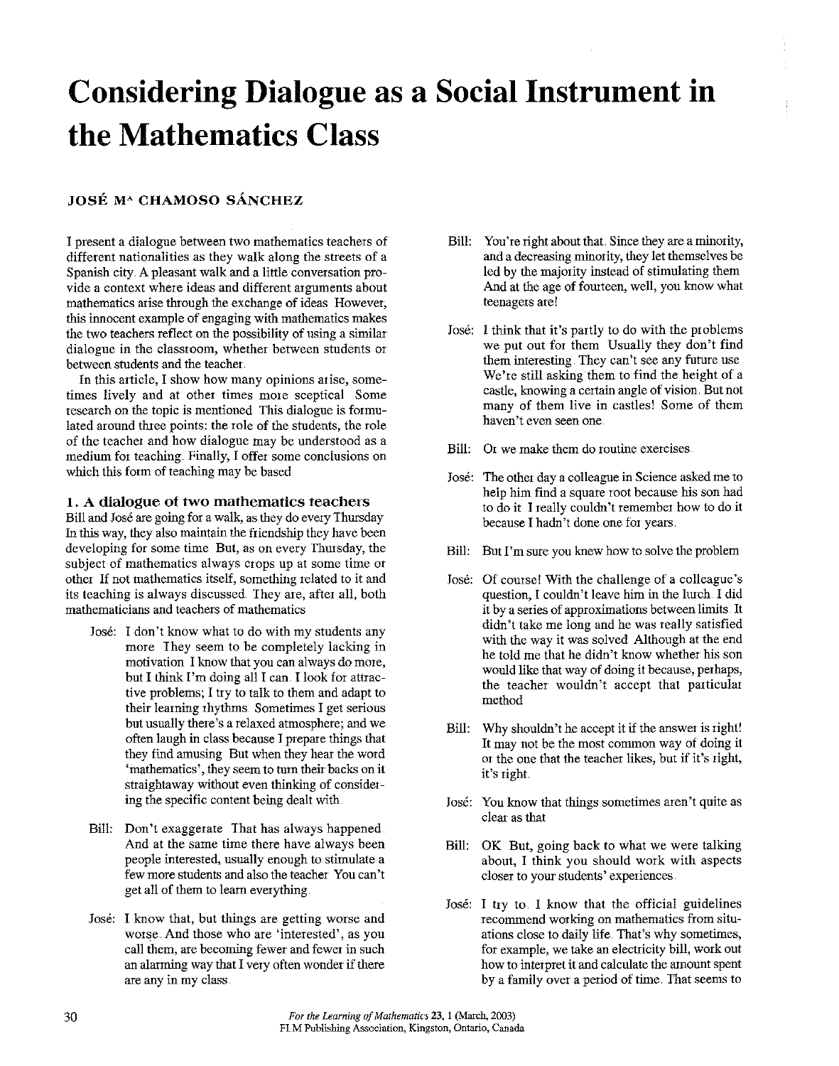# Considering Dialogue as a Social Instrument in the Mathematics Class

JOSÉ Mª CHAMOSO SÁNCHEZ

I present a dialogue between two mathematics teachers of different nationalities as they walk along the streets of a Spanish city. A pleasant walk and a little conversation provide a context where ideas and different arguments about mathematics arise through the exchange of ideas. However, this innocent example of engaging with mathematics makes the two teachers reflect on the possibility of using a similar dialogue in the classroom, whether between students or between students and the teacher.

In this article, I show how many opinions arise, sometimes lively and at other times more sceptical. Some research on the topic is mentioned. This dialogue is formulated around three points: the role of the students, the role of the teacher and how dialogue may be understood as a medium for teaching. Finally, I offer some conclusions on which this form of teaching may be based.

## 1. A dialogue of two mathematics teachers

Bill and José are going for a walk, as they do every Thursday. In this way, they also maintain the friendship they have been developing for some time. But, as on every Thursday, the subject of mathematics always crops up at some time or other. If not mathematics itself, something related to it and its teaching is always discussed. They are, after all, both mathematicians and teachers of mathematics.

José: I don't know what to do with my students any more. They seem to be completely lacking in motivation. I know that you can always do more, but I think I'm doing all I can. I look for attractive problems; I try to talk to them and adapt to their learning rhythms. Sometimes I get serious but usually there's a relaxed atmosphere; and we often laugh in class because I prepare things that they find amusing. But when they hear the word 'mathematics', they seem to turn their backs on it straightaway without even thinking of considering the specific content being dealt with.

Bill: Don't exaggerate. That has always happened. And at the same time there have always been people interested, usually enough to stimulate a few more students and also the teacher. You can't get all of them to learn everything.

José: I know that, but things are getting worse and worse. And those who are 'interested', as you call them, are becoming fewer and fewer in such an alarming way that I very often wonder if there are any in my class.

Bill: You're right about that. Since they are a minority, and a decreasing minority, they let themselves be led by the majority instead of stimulating them. And at the age of fourteen, well, you know what teenagers are!

José: I think that it's partly to do with the problems we put out for them. Usually they don't find them interesting. They can't see any future use. We're still asking them to find the height of a castle, knowing a certain angle of vision. But not many of them live in castles! Some of them haven't even seen one.

Bill: Or we make them do routine exercises.

José: The other day a colleague in Science asked me to help him find a square root because his son had to do it. I really couldn't remember how to do it because I hadn't done one for years.

Bill: But I'm sure you knew how to solve the problem.

José: Of course! With the challenge of a colleague's question, I couldn't leave him in the lurch. I did it by a series of approximations between limits. It didn't take me long and he was really satisfied with the way it was solved. Although at the end he told me that he didn't know whether his son would like that way of doing it because, perhaps, the teacher wouldn't accept that particular method.

Bill: Why shouldn't he accept it if the answer is right! It may not be the most common way of doing it or the one that the teacher likes, but if it's right, it's right.

José: You know that things sometimes aren't quite as clear as that.

Bill: OK. But, going back to what we were talking about, I think you should work with aspects closer to your students' experiences.

José: I try to. I know that the official guidelines recommend working on mathematics from situations close to daily life. That's why sometimes, for example, we take an electricity bill, work out how to interpret it and calculate the amount spent by a family over a period of time. That seems to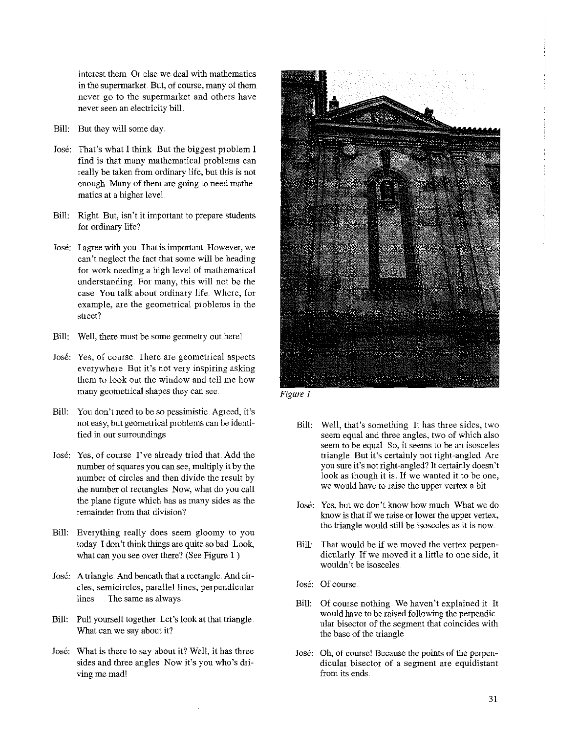interest them Or else we deal with mathematics in the supermarket. But, of course, many of them never go to the supermarket and others have never seen an electricity bill.

Bill: But they will some day.

José: That's what I think. But the biggest problem I find is that many mathematical problems can really be taken from ordinary life, but this is not enough. Many of them are going to need mathematics at a higher level.

Bill: Right. But, isn't it important to prepare students for ordinary life?

José: I agree with you. That is important. However, we can't neglect the fact that some will be heading for work needing a high level of mathematical understanding. For many, this will not be the case. You talk about ordinary life. Where, for example, are the geometrical problems in the street?

Bill: Well, there must be some geometry out here!

José: Yes, of course. There are geometrical aspects everywhere. But it's not very inspiring asking them to look out the window and tell me how many geometrical shapes they can see.

Bill: You don't need to be so pessimistic. Agreed, it's not easy, but geometrical problems can be identified in our surroundings.

José: Yes, of course. I've already tried that. Add the number of squares you can see, multiply it by the number of circles and then divide the result by the number of rectangles. Now, what do you call the plane figure which has as many sides as the remainder from that division?

Bill: Everything really does seem gloomy to you today. I don't think things are quite so bad. Look, what can you see over there? (See Figure 1.)

José: A triangle. And beneath that a rectangle. And circles, semicircles, parallel lines, perpendicular lines... The same as always.

Bill: Pull yourself together. Let's look at that triangle. What can we say about it?

José: What is there to say about it? Well, it has three sides and three angles. Now it's you who's driving me mad!

*Figure 1*

Bill: Well, that's something. It has three sides, two seem equal and three angles, two of which also seem to be equal. So, it seems to be an isosceles triangle. But it's certainly not right-angled. Are you sure it's not right-angled? It certainly doesn't look as though it is. If we wanted it to be one, we would have to raise the upper vertex a bit.

José: Yes, but we don't know how much. What we do know is that if we raise or lower the upper vertex, the triangle would still be isosceles as it is now.

Bill: That would be if we moved the vertex perpendicularly. If we moved it a little to one side, it wouldn't be isosceles.

José: Of course.

Bill: Of course nothing. We haven't explained it. It would have to be raised following the perpendicular bisector of the segment that coincides with the base of the triangle.

José: Oh, of course! Because the points of the perpendicular bisector of a segment are equidistant from its ends.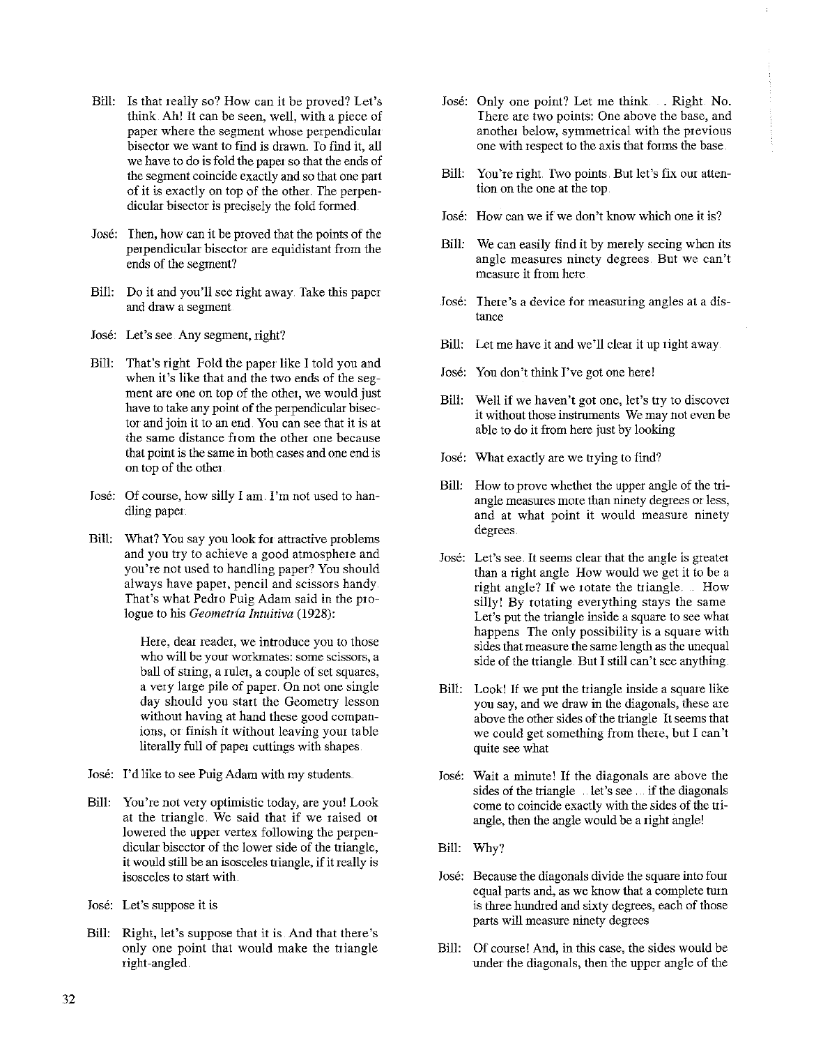**Bill:** Is that really so? How can it be proved? Let's think. Ah! It can be seen, well, with a piece of paper where the segment whose perpendicular bisector we want to find is drawn. To find it, all we have to do is fold the paper so that the ends of the segment coincide exactly and so that one part of it is exactly on top of the other. The perpendicular bisector is precisely the fold formed.

**José:** Then, how can it be proved that the points of the perpendicular bisector are equidistant from the ends of the segment?

**Bill:** Do it and you'll see right away. Take this paper and draw a segment.

**José:** Let's see. Any segment, right?

**Bill:** That's right. Fold the paper like I told you and when it's like that and the two ends of the segment are one on top of the other, we would just have to take any point of the perpendicular bisector and join it to an end. You can see that it is at the same distance from the other one because that point is the same in both cases and one end is on top of the other.

**José:** Of course, how silly I am. I'm not used to handling paper.

**Bill:** What? You say you look for attractive problems and you try to achieve a good atmosphere and you're not used to handling paper? You should always have paper, pencil and scissors handy. That's what Pedro Puig Adam said in the prologue to his *Geometría Intuitiva* (1928):

> Here, dear reader, we introduce you to those who will be your workmates: some scissors, a ball of string, a ruler, a couple of set squares, a very large pile of paper. On not one single day should you start the Geometry lesson without having at hand these good companions, or finish it without leaving your table literally full of paper cuttings with shapes.

**José:** I'd like to see Puig Adam with my students.

**Bill:** You're not very optimistic today, are you! Look at the triangle. We said that if we raised or lowered the upper vertex following the perpendicular bisector of the lower side of the triangle, it would still be an isosceles triangle, if it really is isosceles to start with.

**José:** Let's suppose it is.

**Bill:** Right, let's suppose that it is. And that there's only one point that would make the triangle right-angled.

**José:** Only one point? Let me think. . . Right. No. There are two points: One above the base, and another below, symmetrical with the previous one with respect to the axis that forms the base.

**Bill:** You're right. Two points. But let's fix our attention on the one at the top.

**José:** How can we if we don't know which one it is?

**Bill:** We can easily find it by merely seeing when its angle measures ninety degrees. But we can't measure it from here.

**José:** There's a device for measuring angles at a distance.

**Bill:** Let me have it and we'll clear it up right away.

**José:** You don't think I've got one here!

**Bill:** Well if we haven't got one, let's try to discover it without those instruments. We may not even be able to do it from here just by looking.

**José:** What exactly are we trying to find?

**Bill:** How to prove whether the upper angle of the triangle measures more than ninety degrees or less, and at what point it would measure ninety degrees.

**José:** Let's see. It seems clear that the angle is greater than a right angle. How would we get it to be a right angle? If we rotate the triangle. . . How silly! By rotating everything stays the same. Let's put the triangle inside a square to see what happens. The only possibility is a square with sides that measure the same length as the unequal side of the triangle. But I still can't see anything.

**Bill:** Look! If we put the triangle inside a square like you say, and we draw in the diagonals, these are above the other sides of the triangle. It seems that we could get something from there, but I can't quite see what.

**José:** Wait a minute! If the diagonals are above the sides of the triangle . . let's see . . if the diagonals come to coincide exactly with the sides of the triangle, then the angle would be a right angle!

**Bill:** Why?

**José:** Because the diagonals divide the square into four equal parts and, as we know that a complete turn is three hundred and sixty degrees, each of those parts will measure ninety degrees.

**Bill:** Of course! And, in this case, the sides would be under the diagonals, then the upper angle of the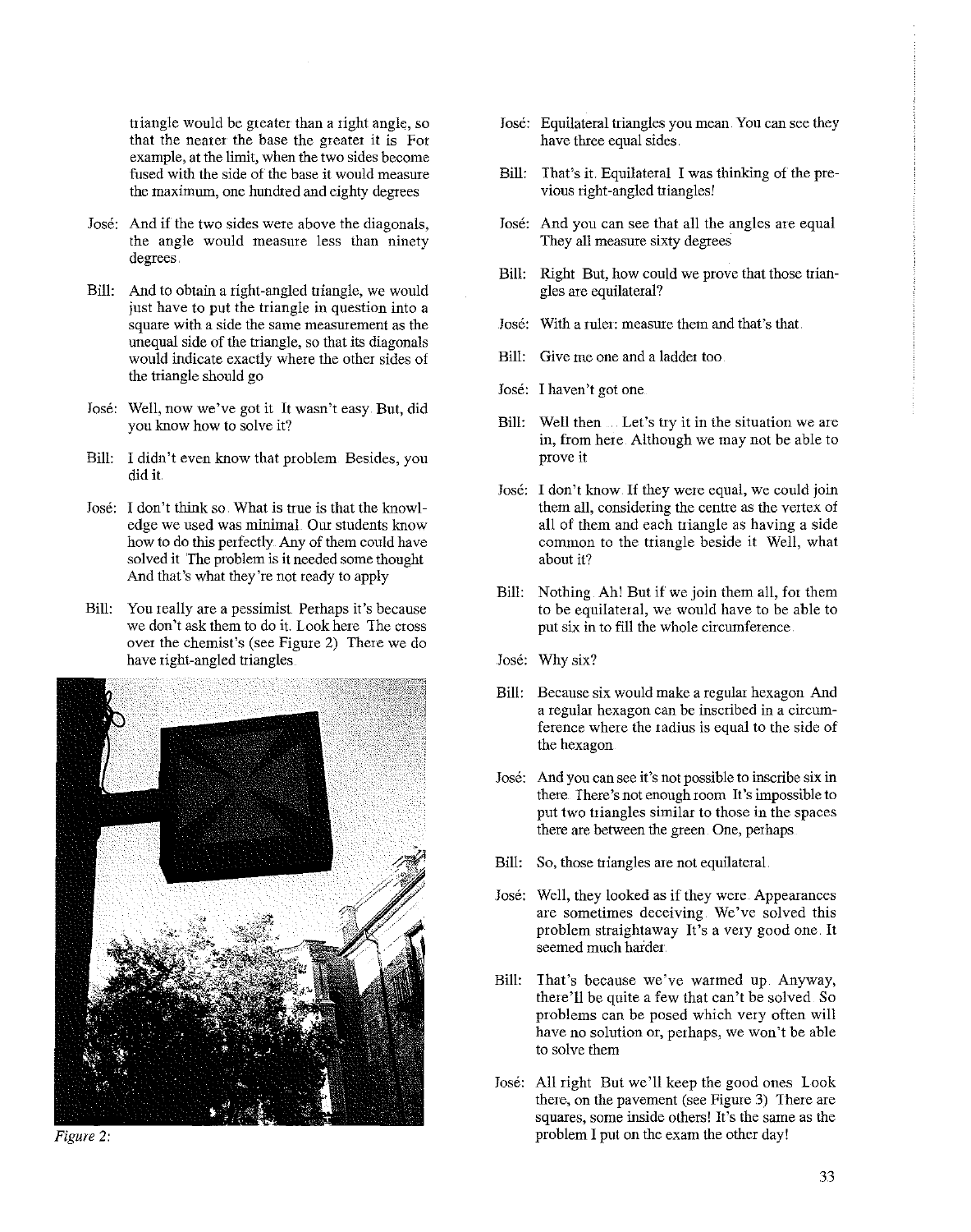triangle would be greater than a right angle, so that the nearer the base the greater it is For example, at the limit, when the two sides become fused with the side of the base it would measure the maximum, one hundred and eighty degrees

José: And if the two sides were above the diagonals, the angle would measure less than ninety degrees.

Bill: And to obtain a right-angled triangle, we would just have to put the triangle in question into a square with a side the same measurement as the unequal side of the triangle, so that its diagonals would indicate exactly where the other sides of the triangle should go

José: Well, now we've got it It wasn't easy. But, did you know how to solve it?

Bill: I didn't even know that problem Besides, you did it.

José: I don't think so. What is true is that the knowledge we used was minimal. Our students know how to do this perfectly. Any of them could have solved it The problem is it needed some thought And that's what they're not ready to apply

Bill: You really are a pessimist. Perhaps it's because we don't ask them to do it. Look here The cross over the chemist's (see Figure 2) There we do have right-angled triangles.

*Figure 2:*

José: Equilateral triangles you mean. You can see they have three equal sides.

Bill: That's it. Equilateral I was thinking of the previous right-angled triangles!

José: And you can see that all the angles are equal They all measure sixty degrees

Bill: Right But, how could we prove that those triangles are equilateral?

José: With a ruler: measure them and that's that.

Bill: Give me one and a ladder too.

José: I haven't got one.

Bill: Well then ... Let's try it in the situation we are in, from here. Although we may not be able to prove it

José: I don't know. If they were equal, we could join them all, considering the centre as the vertex of all of them and each triangle as having a side common to the triangle beside it Well, what about it?

Bill: Nothing. Ah! But if we join them all, for them to be equilateral, we would have to be able to put six in to fill the whole circumference.

José: Why six?

Bill: Because six would make a regular hexagon And a regular hexagon can be inscribed in a circumference where the radius is equal to the side of the hexagon

José: And you can see it's not possible to inscribe six in there. There's not enough room It's impossible to put two triangles similar to those in the spaces there are between the green. One, perhaps.

Bill: So, those triangles are not equilateral.

José: Well, they looked as if they were. Appearances are sometimes deceiving. We've solved this problem straightaway It's a very good one. It seemed much harder.

Bill: That's because we've warmed up. Anyway, there'll be quite a few that can't be solved. So problems can be posed which very often will have no solution or, perhaps, we won't be able to solve them

José: All right But we'll keep the good ones Look there, on the pavement (see Figure 3) There are squares, some inside others! It's the same as the problem I put on the exam the other day!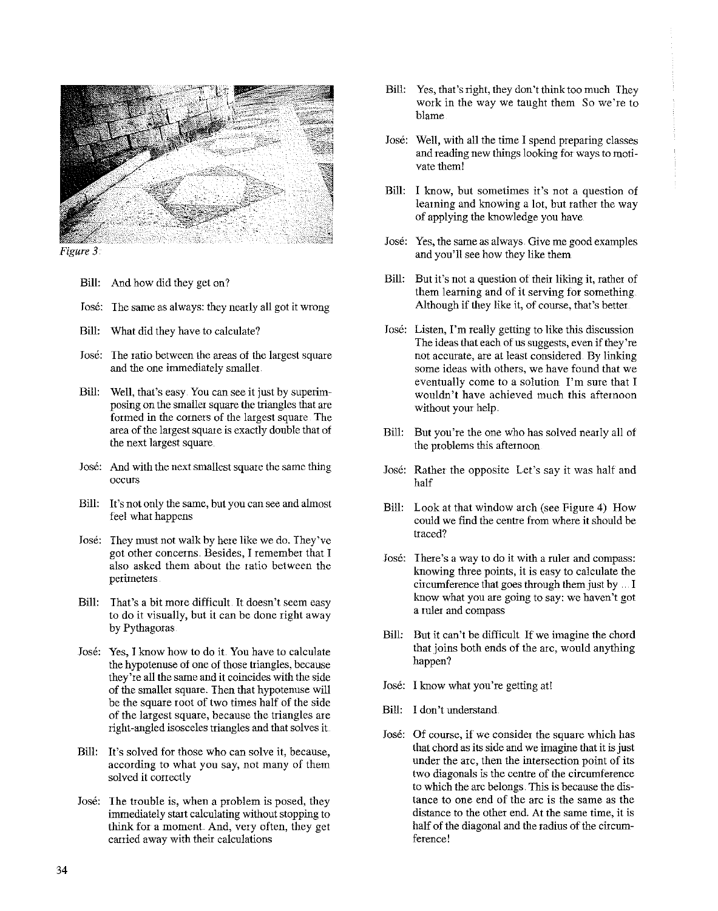Figure 3

Bill: And how did they get on?

José: The same as always: they nearly all got it wrong

Bill: What did they have to calculate?

José: The ratio between the areas of the largest square and the one immediately smaller.

Bill: Well, that's easy. You can see it just by superimposing on the smaller square the triangles that are formed in the corners of the largest square. The area of the largest square is exactly double that of the next largest square.

José: And with the next smallest square the same thing occurs

Bill: It's not only the same, but you can see and almost feel what happens

José: They must not walk by here like we do. They've got other concerns. Besides, I remember that I also asked them about the ratio between the perimeters.

Bill: That's a bit more difficult. It doesn't seem easy to do it visually, but it can be done right away by Pythagoras.

José: Yes, I know how to do it. You have to calculate the hypotenuse of one of those triangles, because they're all the same and it coincides with the side of the smaller square. Then that hypotenuse will be the square root of two times half of the side of the largest square, because the triangles are right-angled isosceles triangles and that solves it.

Bill: It's solved for those who can solve it, because, according to what you say, not many of them solved it correctly

José: The trouble is, when a problem is posed, they immediately start calculating without stopping to think for a moment. And, very often, they get carried away with their calculations

Bill: Yes, that's right, they don't think too much. They work in the way we taught them. So we're to blame

José: Well, with all the time I spend preparing classes and reading new things looking for ways to motivate them!

Bill: I know, but sometimes it's not a question of learning and knowing a lot, but rather the way of applying the knowledge you have.

José: Yes, the same as always. Give me good examples and you'll see how they like them

Bill: But it's not a question of their liking it, rather of them learning and of it serving for something. Although if they like it, of course, that's better.

José: Listen, I'm really getting to like this discussion. The ideas that each of us suggests, even if they're not accurate, are at least considered. By linking some ideas with others, we have found that we eventually come to a solution. I'm sure that I wouldn't have achieved much this afternoon without your help.

Bill: But you're the one who has solved nearly all of the problems this afternoon

José: Rather the opposite. Let's say it was half and half

Bill: Look at that window arch (see Figure 4). How could we find the centre from where it should be traced?

José: There's a way to do it with a ruler and compass: knowing three points, it is easy to calculate the circumference that goes through them just by ... I know what you are going to say: we haven't got a ruler and compass

Bill: But it can't be difficult. If we imagine the chord that joins both ends of the arc, would anything happen?

José: I know what you're getting at!

Bill: I don't understand.

José: Of course, if we consider the square which has that chord as its side and we imagine that it is just under the arc, then the intersection point of its two diagonals is the centre of the circumference to which the arc belongs. This is because the distance to one end of the arc is the same as the distance to the other end. At the same time, it is half of the diagonal and the radius of the circumference!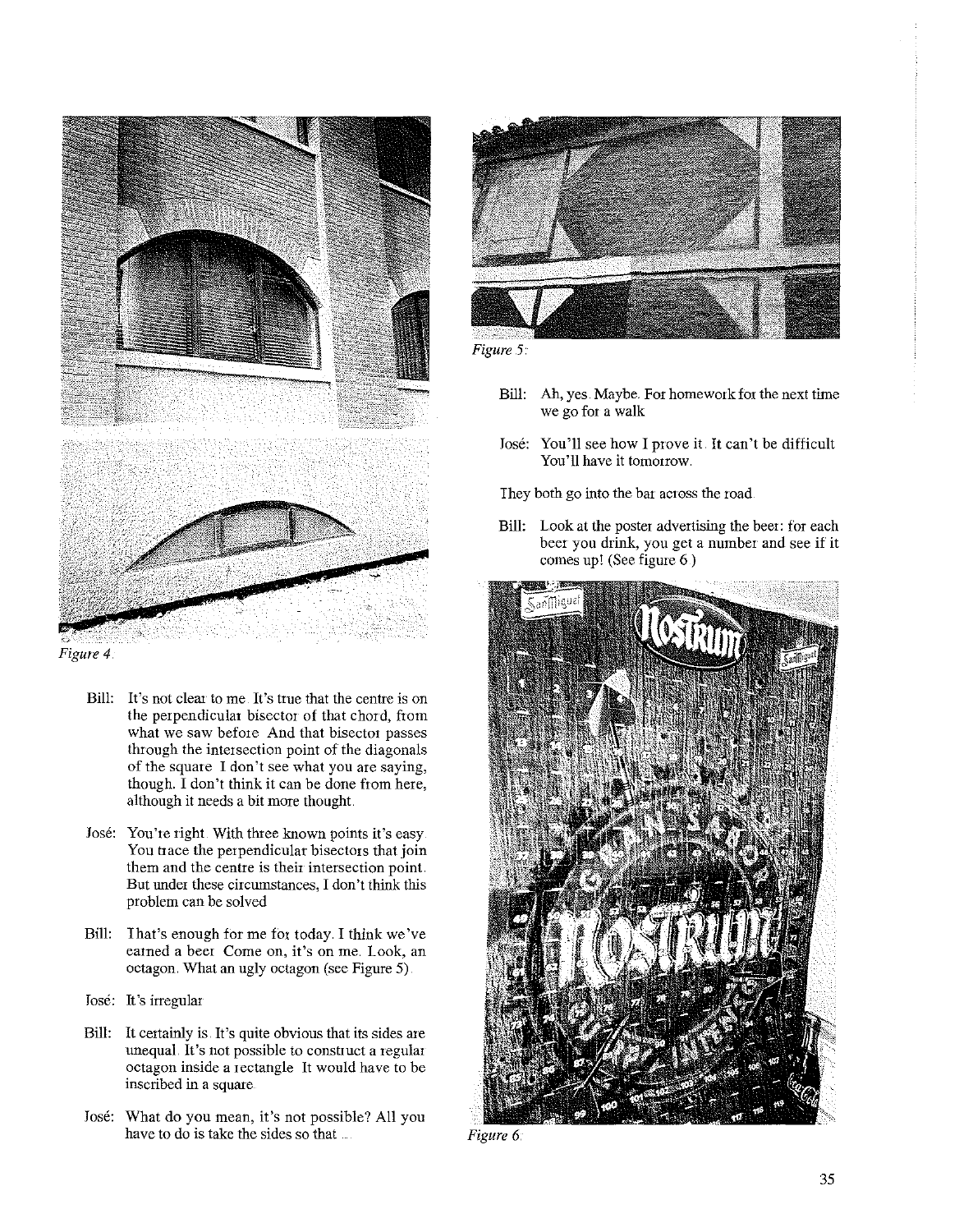Figure 4.

Bill: It's not clear to me. It's true that the centre is on the perpendicular bisector of that chord, from what we saw before. And that bisector passes through the intersection point of the diagonals of the square. I don't see what you are saying, though. I don't think it can be done from here, although it needs a bit more thought.

José: You're right. With three known points it's easy. You trace the perpendicular bisectors that join them and the centre is their intersection point. But under these circumstances, I don't think this problem can be solved.

Bill: That's enough for me for today. I think we've earned a beer. Come on, it's on me. Look, an octagon. What an ugly octagon (see Figure 5).

José: It's irregular.

Bill: It certainly is. It's quite obvious that its sides are unequal. It's not possible to construct a regular octagon inside a rectangle. It would have to be inscribed in a square.

José: What do you mean, it's not possible? All you have to do is take the sides so that ...

Figure 5:

Bill: Ah, yes. Maybe. For homework for the next time we go for a walk.

José: You'll see how I prove it. It can't be difficult. You'll have it tomorrow.

They both go into the bar across the road.

Bill: Look at the poster advertising the beer: for each beer you drink, you get a number and see if it comes up! (See figure 6.)

Figure 6.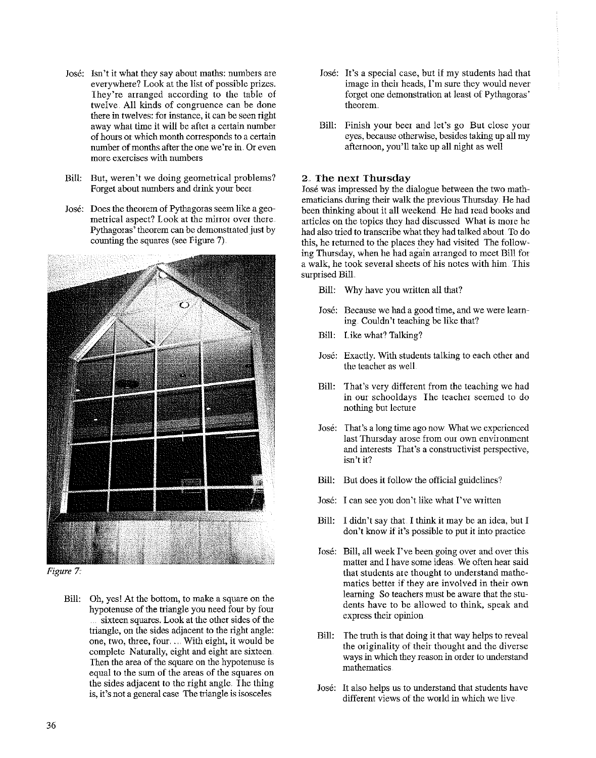José: Isn't it what they say about maths: numbers are everywhere? Look at the list of possible prizes. They're arranged according to the table of twelve. All kinds of congruence can be done there in twelves: for instance, it can be seen right away what time it will be after a certain number of hours or which month corresponds to a certain number of months after the one we're in. Or even more exercises with numbers

Bill: But, weren't we doing geometrical problems? Forget about numbers and drink your beer

José: Does the theorem of Pythagoras seem like a geometrical aspect? Look at the mirror over there. Pythagoras' theorem can be demonstrated just by counting the squares (see Figure 7).

*Figure 7:*

Bill: Oh, yes! At the bottom, to make a square on the hypotenuse of the triangle you need four by four ... sixteen squares. Look at the other sides of the triangle, on the sides adjacent to the right angle: one, two, three, four. ... With eight, it would be complete Naturally, eight and eight are sixteen. Then the area of the square on the hypotenuse is equal to the sum of the areas of the squares on the sides adjacent to the right angle. The thing is, it's not a general case The triangle is isosceles

José: It's a special case, but if my students had that image in their heads, I'm sure they would never forget one demonstration at least of Pythagoras' theorem.

Bill: Finish your beer and let's go But close your eyes, because otherwise, besides taking up all my afternoon, you'll take up all night as well

## 2. The next Thursday

José was impressed by the dialogue between the two mathematicians during their walk the previous Thursday. He had been thinking about it all weekend. He had read books and articles on the topics they had discussed What is more he had also tried to transcribe what they had talked about To do this, he returned to the places they had visited The following Thursday, when he had again arranged to meet Bill for a walk, he took several sheets of his notes with him. This surprised Bill.

Bill: Why have you written all that?

José: Because we had a good time, and we were learning Couldn't teaching be like that?

Bill: Like what? Talking?

José: Exactly. With students talking to each other and the teacher as well

Bill: That's very different from the teaching we had in our schooldays The teacher seemed to do nothing but lecture

José: That's a long time ago now What we experienced last Thursday arose from our own environment and interests That's a constructivist perspective, isn't it?

Bill: But does it follow the official guidelines?

José: I can see you don't like what I've written

Bill: I didn't say that I think it may be an idea, but I don't know if it's possible to put it into practice

José: Bill, all week I've been going over and over this matter and I have some ideas We often hear said that students are thought to understand mathematics better if they are involved in their own learning So teachers must be aware that the students have to be allowed to think, speak and express their opinion

Bill: The truth is that doing it that way helps to reveal the originality of their thought and the diverse ways in which they reason in order to understand mathematics

José: It also helps us to understand that students have different views of the world in which we live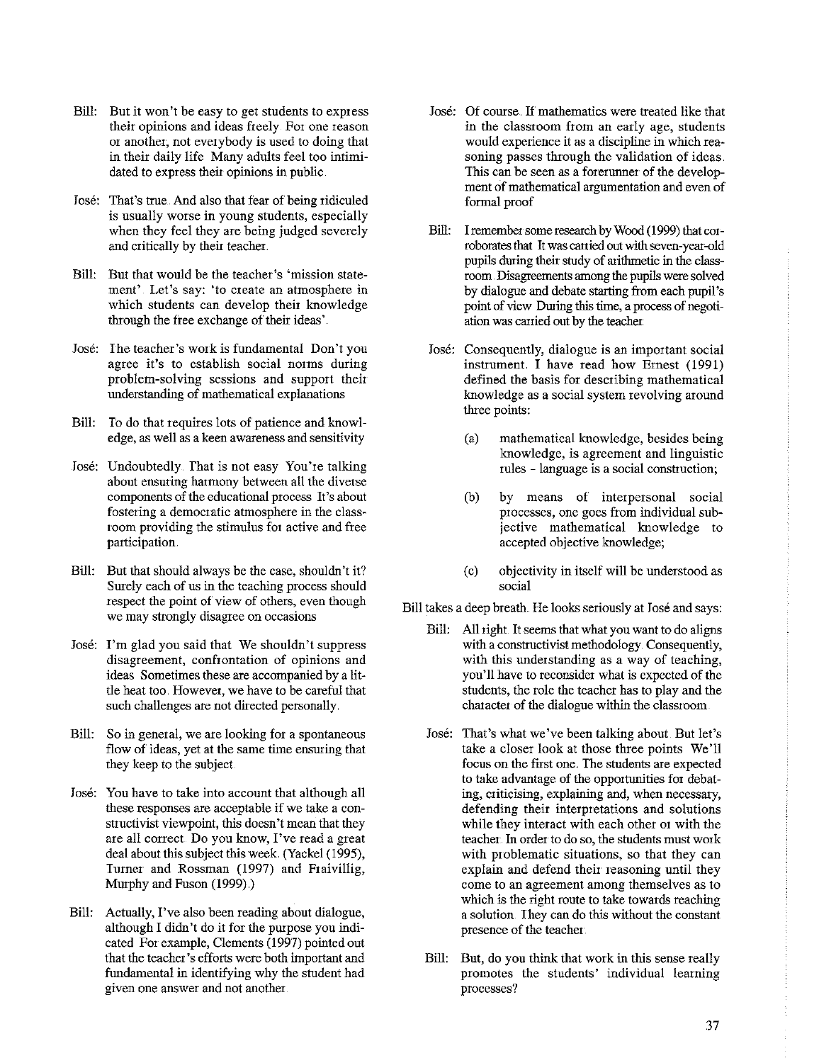**Bill:** But it won't be easy to get students to express their opinions and ideas freely. For one reason or another, not everybody is used to doing that in their daily life. Many adults feel too intimidated to express their opinions in public.

**José:** That's true. And also that fear of being ridiculed is usually worse in young students, especially when they feel they are being judged severely and critically by their teacher.

**Bill:** But that would be the teacher's 'mission statement'. Let's say: 'to create an atmosphere in which students can develop their knowledge through the free exchange of their ideas'.

**José:** The teacher's work is fundamental. Don't you agree it's to establish social norms during problem-solving sessions and support their understanding of mathematical explanations

**Bill:** To do that requires lots of patience and knowledge, as well as a keen awareness and sensitivity

**José:** Undoubtedly. That is not easy. You're talking about ensuring harmony between all the diverse components of the educational process. It's about fostering a democratic atmosphere in the classroom providing the stimulus for active and free participation.

**Bill:** But that should always be the case, shouldn't it? Surely each of us in the teaching process should respect the point of view of others, even though we may strongly disagree on occasions

**José:** I'm glad you said that. We shouldn't suppress disagreement, confrontation of opinions and ideas. Sometimes these are accompanied by a little heat too. However, we have to be careful that such challenges are not directed personally.

**Bill:** So in general, we are looking for a spontaneous flow of ideas, yet at the same time ensuring that they keep to the subject.

**José:** You have to take into account that although all these responses are acceptable if we take a constructivist viewpoint, this doesn't mean that they are all correct. Do you know, I've read a great deal about this subject this week. (Yackel (1995), Turner and Rossman (1997) and Fraivillig, Murphy and Fuson (1999).)

**Bill:** Actually, I've also been reading about dialogue, although I didn't do it for the purpose you indicated. For example, Clements (1997) pointed out that the teacher's efforts were both important and fundamental in identifying why the student had given one answer and not another.

**José:** Of course. If mathematics were treated like that in the classroom from an early age, students would experience it as a discipline in which reasoning passes through the validation of ideas. This can be seen as a forerunner of the development of mathematical argumentation and even of formal proof

**Bill:** I remember some research by Wood (1999) that corroborates that. It was carried out with seven-year-old pupils during their study of arithmetic in the classroom. Disagreements among the pupils were solved by dialogue and debate starting from each pupil's point of view. During this time, a process of negotiation was carried out by the teacher.

**José:** Consequently, dialogue is an important social instrument. I have read how Ernest (1991) defined the basis for describing mathematical knowledge as a social system revolving around three points:

(a) mathematical knowledge, besides being knowledge, is agreement and linguistic rules - language is a social construction;

(b) by means of interpersonal social processes, one goes from individual subjective mathematical knowledge to accepted objective knowledge;

(c) objectivity in itself will be understood as social

Bill takes a deep breath. He looks seriously at José and says:

**Bill:** All right. It seems that what you want to do aligns with a constructivist methodology. Consequently, with this understanding as a way of teaching, you'll have to reconsider what is expected of the students, the role the teacher has to play and the character of the dialogue within the classroom

**José:** That's what we've been talking about. But let's take a closer look at those three points. We'll focus on the first one. The students are expected to take advantage of the opportunities for debating, criticising, explaining and, when necessary, defending their interpretations and solutions while they interact with each other or with the teacher. In order to do so, the students must work with problematic situations, so that they can explain and defend their reasoning until they come to an agreement among themselves as to which is the right route to take towards reaching a solution. They can do this without the constant presence of the teacher.

**Bill:** But, do you think that work in this sense really promotes the students' individual learning processes?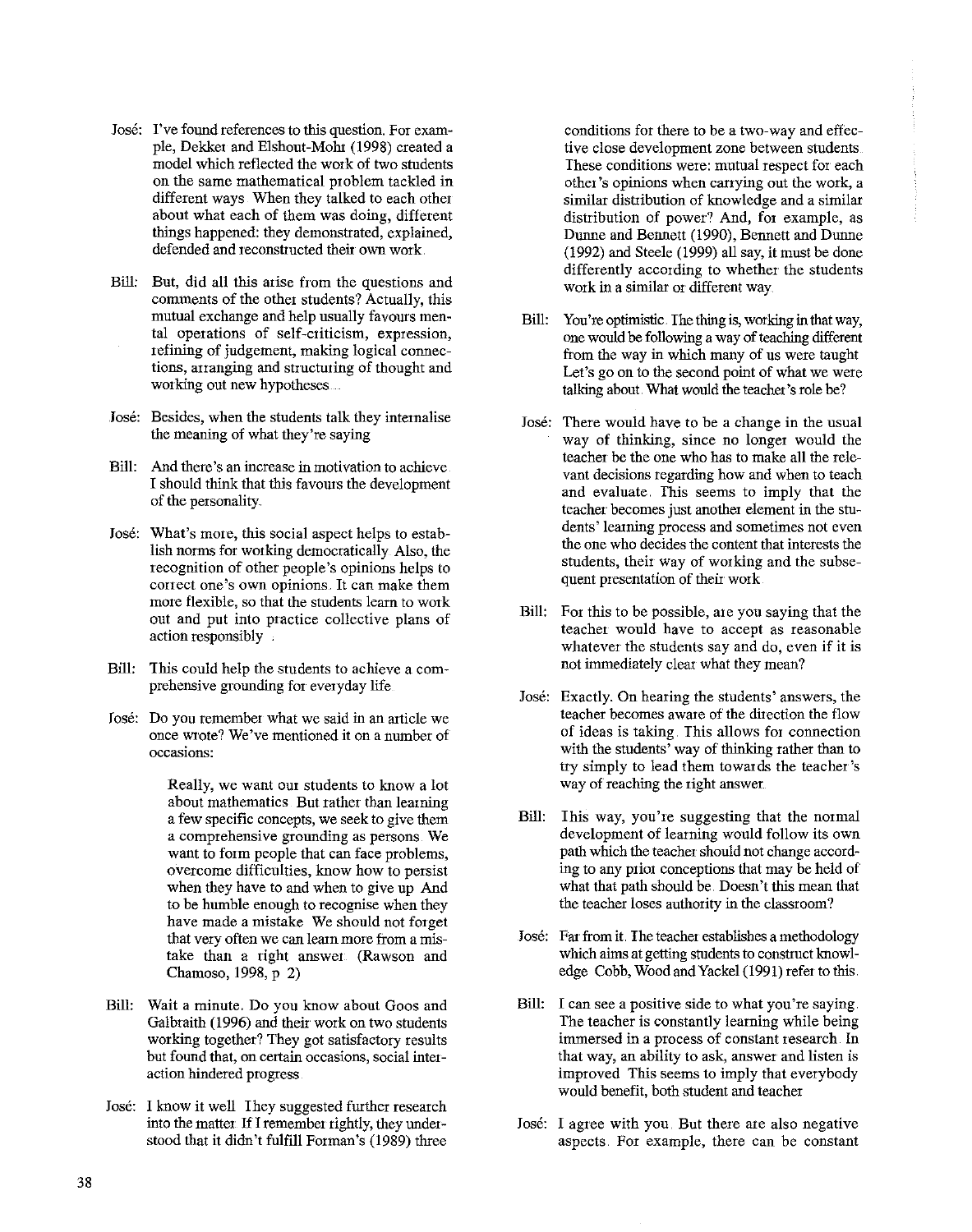**José:** I've found references to this question. For example, Dekker and Elshout-Mohr (1998) created a model which reflected the work of two students on the same mathematical problem tackled in different ways. When they talked to each other about what each of them was doing, different things happened: they demonstrated, explained, defended and reconstructed their own work.

**Bill:** But, did all this arise from the questions and comments of the other students? Actually, this mutual exchange and help usually favours mental operations of self-criticism, expression, refining of judgement, making logical connections, arranging and structuring of thought and working out new hypotheses....

**José:** Besides, when the students talk they internalise the meaning of what they're saying.

**Bill:** And there's an increase in motivation to achieve. I should think that this favours the development of the personality.

**José:** What's more, this social aspect helps to establish norms for working democratically. Also, the recognition of other people's opinions helps to correct one's own opinions. It can make them more flexible, so that the students learn to work out and put into practice collective plans of action responsibly.

**Bill:** This could help the students to achieve a comprehensive grounding for everyday life.

**José:** Do you remember what we said in an article we once wrote? We've mentioned it on a number of occasions:

> Really, we want our students to know a lot about mathematics. But rather than learning a few specific concepts, we seek to give them a comprehensive grounding as persons. We want to form people that can face problems, overcome difficulties, know how to persist when they have to and when to give up. And to be humble enough to recognise when they have made a mistake. We should not forget that very often we can learn more from a mistake than a right answer. (Rawson and Chamoso, 1998, p. 2)

**Bill:** Wait a minute. Do you know about Goos and Galbraith (1996) and their work on two students working together? They got satisfactory results but found that, on certain occasions, social interaction hindered progress.

**José:** I know it well. They suggested further research into the matter. If I remember rightly, they understood that it didn't fulfill Forman's (1989) three conditions for there to be a two-way and effective close development zone between students. These conditions were: mutual respect for each other's opinions when carrying out the work, a similar distribution of knowledge and a similar distribution of power? And, for example, as Dunne and Bennett (1990), Bennett and Dunne (1992) and Steele (1999) all say, it must be done differently according to whether the students work in a similar or different way.

**Bill:** You're optimistic. The thing is, working in that way, one would be following a way of teaching different from the way in which many of us were taught. Let's go on to the second point of what we were talking about. What would the teacher's role be?

**José:** There would have to be a change in the usual way of thinking, since no longer would the teacher be the one who has to make all the relevant decisions regarding how and when to teach and evaluate. This seems to imply that the teacher becomes just another element in the students' learning process and sometimes not even the one who decides the content that interests the students, their way of working and the subsequent presentation of their work.

**Bill:** For this to be possible, are you saying that the teacher would have to accept as reasonable whatever the students say and do, even if it is not immediately clear what they mean?

**José:** Exactly. On hearing the students' answers, the teacher becomes aware of the direction the flow of ideas is taking. This allows for connection with the students' way of thinking rather than to try simply to lead them towards the teacher's way of reaching the right answer.

**Bill:** This way, you're suggesting that the normal development of learning would follow its own path which the teacher should not change according to any prior conceptions that may be held of what that path should be. Doesn't this mean that the teacher loses authority in the classroom?

**José:** Far from it. The teacher establishes a methodology which aims at getting students to construct knowledge. Cobb, Wood and Yackel (1991) refer to this.

**Bill:** I can see a positive side to what you're saying. The teacher is constantly learning while being immersed in a process of constant research. In that way, an ability to ask, answer and listen is improved. This seems to imply that everybody would benefit, both student and teacher.

**José:** I agree with you. But there are also negative aspects. For example, there can be constant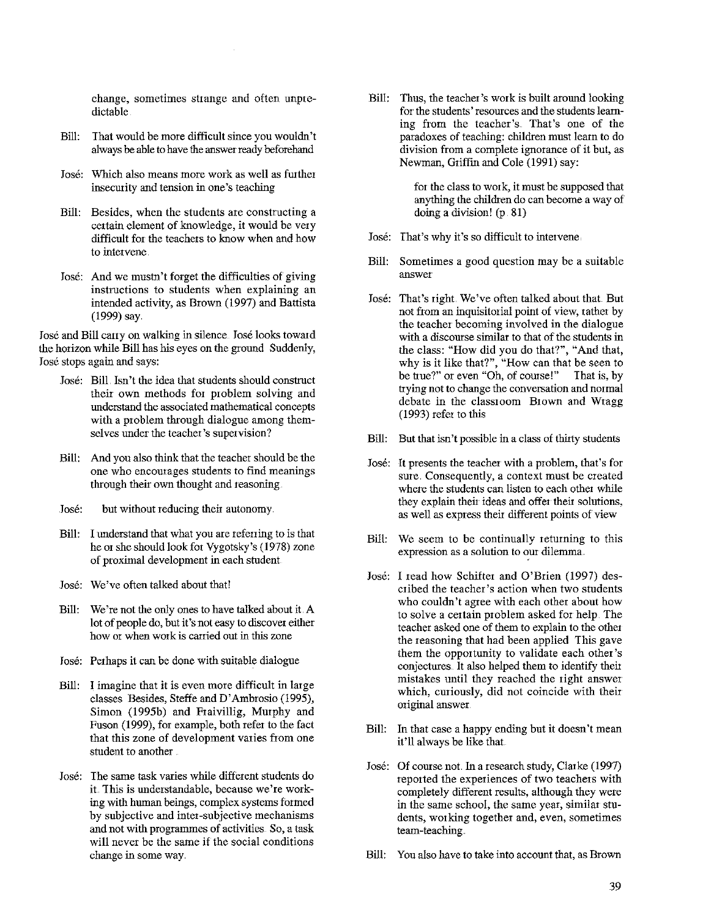change, sometimes strange and often unpredictable.

**Bill:** That would be more difficult since you wouldn't always be able to have the answer ready beforehand

**José:** Which also means more work as well as further insecurity and tension in one's teaching

**Bill:** Besides, when the students are constructing a certain element of knowledge, it would be very difficult for the teachers to know when and how to intervene.

**José:** And we mustn't forget the difficulties of giving instructions to students when explaining an intended activity, as Brown (1997) and Battista (1999) say.

José and Bill carry on walking in silence. José looks toward the horizon while Bill has his eyes on the ground. Suddenly, José stops again and says:

**José:** Bill. Isn't the idea that students should construct their own methods for problem solving and understand the associated mathematical concepts with a problem through dialogue among themselves under the teacher's supervision?

**Bill:** And you also think that the teacher should be the one who encourages students to find meanings through their own thought and reasoning.

**José:** but without reducing their autonomy.

**Bill:** I understand that what you are referring to is that he or she should look for Vygotsky's (1978) zone of proximal development in each student.

**José:** We've often talked about that!

**Bill:** We're not the only ones to have talked about it. A lot of people do, but it's not easy to discover either how or when work is carried out in this zone

**José:** Perhaps it can be done with suitable dialogue

**Bill:** I imagine that it is even more difficult in large classes. Besides, Steffe and D'Ambrosio (1995), Simon (1995b) and Fraivillig, Murphy and Fuson (1999), for example, both refer to the fact that this zone of development varies from one student to another.

**José:** The same task varies while different students do it. This is understandable, because we're working with human beings, complex systems formed by subjective and inter-subjective mechanisms and not with programmes of activities. So, a task will never be the same if the social conditions change in some way.

**Bill:** Thus, the teacher's work is built around looking for the students' resources and the students learning from the teacher's. That's one of the paradoxes of teaching: children must learn to do division from a complete ignorance of it but, as Newman, Griffin and Cole (1991) say:

> for the class to work, it must be supposed that anything the children do can become a way of doing a division! (p. 81)

**José:** That's why it's so difficult to intervene.

**Bill:** Sometimes a good question may be a suitable answer

**José:** That's right. We've often talked about that. But not from an inquisitorial point of view, rather by the teacher becoming involved in the dialogue with a discourse similar to that of the students in the class: "How did you do that?", "And that, why is it like that?", "How can that be seen to be true?" or even "Oh, of course!" That is, by trying not to change the conversation and normal debate in the classroom. Brown and Wragg (1993) refer to this

**Bill:** But that isn't possible in a class of thirty students

**José:** It presents the teacher with a problem, that's for sure. Consequently, a context must be created where the students can listen to each other while they explain their ideas and offer their solutions, as well as express their different points of view

**Bill:** We seem to be continually returning to this expression as a solution to our dilemma.

**José:** I read how Schifter and O'Brien (1997) described the teacher's action when two students who couldn't agree with each other about how to solve a certain problem asked for help. The teacher asked one of them to explain to the other the reasoning that had been applied. This gave them the opportunity to validate each other's conjectures. It also helped them to identify their mistakes until they reached the right answer which, curiously, did not coincide with their original answer.

**Bill:** In that case a happy ending but it doesn't mean it'll always be like that.

**José:** Of course not. In a research study, Clarke (1997) reported the experiences of two teachers with completely different results, although they were in the same school, the same year, similar students, working together and, even, sometimes team-teaching.

**Bill:** You also have to take into account that, as Brown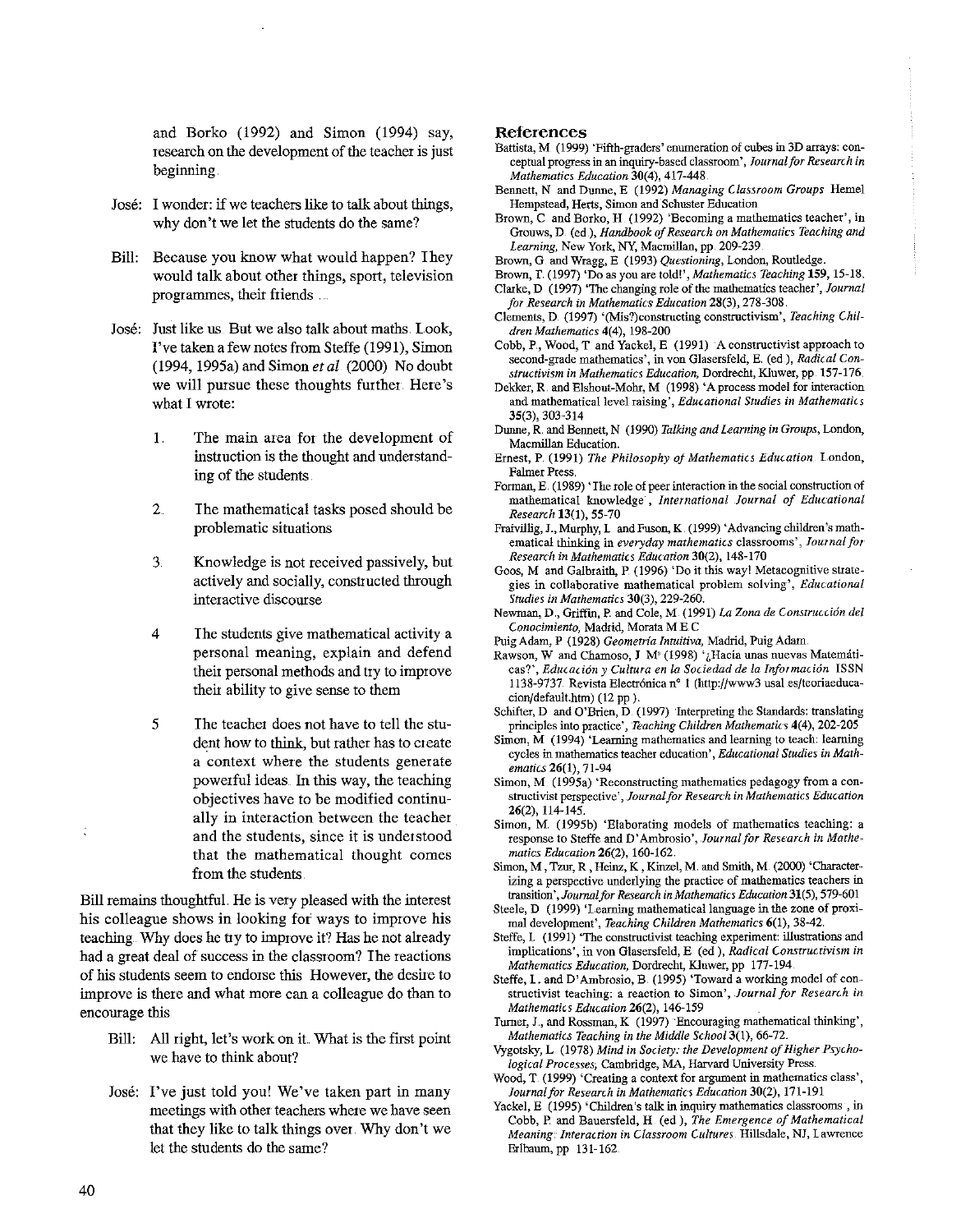and Borko (1992) and Simon (1994) say, research on the development of the teacher is just beginning.

José: I wonder: if we teachers like to talk about things, why don't we let the students do the same?

Bill: Because you know what would happen? They would talk about other things, sport, television programmes, their friends ...

José: Just like us. But we also talk about maths. Look, I've taken a few notes from Steffe (1991), Simon (1994, 1995a) and Simon *et al.* (2000). No doubt we will pursue these thoughts further. Here's what I wrote:

1. The main area for the development of instruction is the thought and understanding of the students.

2. The mathematical tasks posed should be problematic situations

3. Knowledge is not received passively, but actively and socially, constructed through interactive discourse

4. The students give mathematical activity a personal meaning, explain and defend their personal methods and try to improve their ability to give sense to them

5. The teacher does not have to tell the student how to think, but rather has to create a context where the students generate powerful ideas. In this way, the teaching objectives have to be modified continually in interaction between the teacher and the students, since it is understood that the mathematical thought comes from the students.

Bill remains thoughtful. He is very pleased with the interest his colleague shows in looking for ways to improve his teaching. Why does he try to improve it? Has he not already had a great deal of success in the classroom? The reactions of his students seem to endorse this. However, the desire to improve is there and what more can a colleague do than to encourage this.

Bill: All right, let's work on it. What is the first point we have to think about?

José: I've just told you! We've taken part in many meetings with other teachers where we have seen that they like to talk things over. Why don't we let the students do the same?

## References

Battista, M. (1999) 'Fifth-graders' enumeration of cubes in 3D arrays: conceptual progress in an inquiry-based classroom', *Journal for Research in Mathematics Education* **30**(4), 417-448.

Bennett, N. and Dunne, E. (1992) *Managing Classroom Groups*. Hemel Hempstead, Herts, Simon and Schuster Education.

Brown, C. and Borko, H. (1992) 'Becoming a mathematics teacher', in Grouws, D. (ed.), *Handbook of Research on Mathematics Teaching and Learning*, New York, NY, Macmillan, pp. 209-239.

Brown, G. and Wragg, E. (1993) *Questioning*, London, Routledge.

Brown, T. (1997) 'Do as you are told!', *Mathematics Teaching* **159**, 15-18.

Clarke, D. (1997) 'The changing role of the mathematics teacher', *Journal for Research in Mathematics Education* **28**(3), 278-308.

Clements, D. (1997) '(Mis?)constructing constructivism', *Teaching Children Mathematics* **4**(4), 198-200.

Cobb, P., Wood, T. and Yackel, E. (1991) 'A constructivist approach to second-grade mathematics', in von Glasersfeld, E. (ed.), *Radical Constructivism in Mathematics Education*, Dordrecht, Kluwer, pp. 157-176.

Dekker, R. and Elshout-Mohr, M. (1998) 'A process model for interaction and mathematical level raising', *Educational Studies in Mathematics* **35**(3), 303-314.

Dunne, R. and Bennett, N. (1990) *Talking and Learning in Groups*, London, Macmillan Education.

Ernest, P. (1991) *The Philosophy of Mathematics Education*. London, Falmer Press.

Forman, E. (1989) 'The role of peer interaction in the social construction of mathematical knowledge', *International Journal of Educational Research* **13**(1), 55-70.

Fraivillig, J., Murphy, L. and Fuson, K. (1999) 'Advancing children's mathematical thinking in *everyday mathematics* classrooms', *Journal for Research in Mathematics Education* **30**(2), 148-170.

Goos, M. and Galbraith, P. (1996) 'Do it this way! Metacognitive strategies in collaborative mathematical problem solving', *Educational Studies in Mathematics* **30**(3), 229-260.

Newman, D., Griffin, P. and Cole, M. (1991) *La Zona de Construcción del Conocimiento*, Madrid, Morata M.E.C.

Puig Adam, P. (1928) *Geometría Intuitiva*, Madrid, Puig Adam.

Rawson, W. and Chamoso, J. Mª (1998) '¿Hacia unas nuevas Matemáticas?', *Educación y Cultura en la Sociedad de la Información*. ISSN 1138-9737. Revista Electrónica nº 1 (http://www3.usal.es/teoriaeducacion/default.htm) (12 pp.).

Schifter, D. and O'Brien, D. (1997) 'Interpreting the Standards: translating principles into practice', *Teaching Children Mathematics* **4**(4), 202-205.

Simon, M. (1994) 'Learning mathematics and learning to teach: learning cycles in mathematics teacher education', *Educational Studies in Mathematics* **26**(1), 71-94.

Simon, M. (1995a) 'Reconstructing mathematics pedagogy from a constructivist perspective', *Journal for Research in Mathematics Education* **26**(2), 114-145.

Simon, M. (1995b) 'Elaborating models of mathematics teaching: a response to Steffe and D'Ambrosio', *Journal for Research in Mathematics Education* **26**(2), 160-162.

Simon, M., Tzur, R., Heinz, K., Kinzel, M. and Smith, M. (2000) 'Characterizing a perspective underlying the practice of mathematics teachers in transition', *Journal for Research in Mathematics Education* **31**(5), 579-601.

Steele, D. (1999) 'Learning mathematical language in the zone of proximal development', *Teaching Children Mathematics* **6**(1), 38-42.

Steffe, L. (1991) 'The constructivist teaching experiment: illustrations and implications', in von Glasersfeld, E. (ed.), *Radical Constructivism in Mathematics Education*, Dordrecht, Kluwer, pp. 177-194.

Steffe, L. and D'Ambrosio, B. (1995) 'Toward a working model of constructivist teaching: a reaction to Simon', *Journal for Research in Mathematics Education* **26**(2), 146-159.

Turner, J., and Rossman, K. (1997) 'Encouraging mathematical thinking', *Mathematics Teaching in the Middle School* **3**(1), 66-72.

Vygotsky, L. (1978) *Mind in Society: the Development of Higher Psychological Processes*, Cambridge, MA, Harvard University Press.

Wood, T. (1999) 'Creating a context for argument in mathematics class', *Journal for Research in Mathematics Education* **30**(2), 171-191.

Yackel, E. (1995) 'Children's talk in inquiry mathematics classrooms', in Cobb, P. and Bauersfeld, H. (ed.), *The Emergence of Mathematical Meaning: Interaction in Classroom Cultures*. Hillsdale, NJ, Lawrence Erlbaum, pp. 131-162.